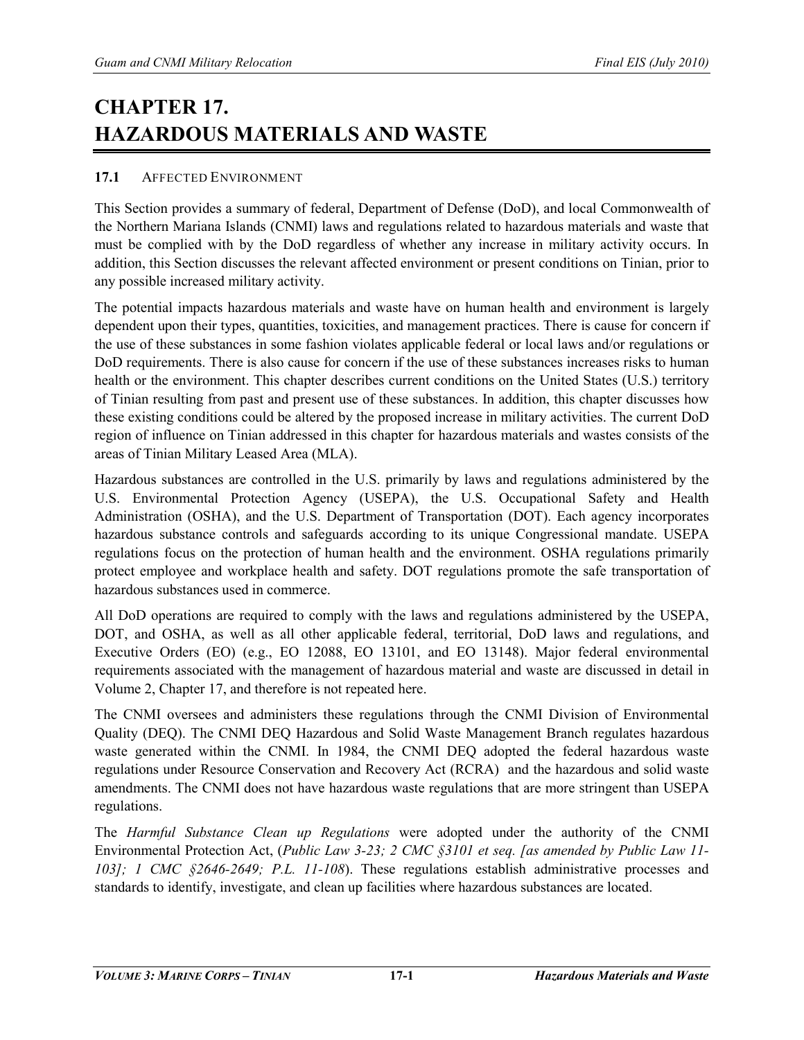# CHAPTER 17. HAZARDOUS MATERIALS AND WASTE

## 17.1 AFFECTED ENVIRONMENT

This Section provides a summary of federal, Department of Defense (DoD), and local Commonwealth of the Northern Mariana Islands (CNMI) laws and regulations related to hazardous materials and waste that must be complied with by the DoD regardless of whether any increase in military activity occurs. In addition, this Section discusses the relevant affected environment or present conditions on Tinian, prior to any possible increased military activity.

The potential impacts hazardous materials and waste have on human health and environment is largely dependent upon their types, quantities, toxicities, and management practices. There is cause for concern if the use of these substances in some fashion violates applicable federal or local laws and/or regulations or DoD requirements. There is also cause for concern if the use of these substances increases risks to human health or the environment. This chapter describes current conditions on the United States (U.S.) territory of Tinian resulting from past and present use of these substances. In addition, this chapter discusses how these existing conditions could be altered by the proposed increase in military activities. The current DoD region of influence on Tinian addressed in this chapter for hazardous materials and wastes consists of the areas of Tinian Military Leased Area (MLA).

Hazardous substances are controlled in the U.S. primarily by laws and regulations administered by the U.S. Environmental Protection Agency (USEPA), the U.S. Occupational Safety and Health Administration (OSHA), and the U.S. Department of Transportation (DOT). Each agency incorporates hazardous substance controls and safeguards according to its unique Congressional mandate. USEPA regulations focus on the protection of human health and the environment. OSHA regulations primarily protect employee and workplace health and safety. DOT regulations promote the safe transportation of hazardous substances used in commerce.

All DoD operations are required to comply with the laws and regulations administered by the USEPA, DOT, and OSHA, as well as all other applicable federal, territorial, DoD laws and regulations, and Executive Orders (EO) (e.g., EO 12088, EO 13101, and EO 13148). Major federal environmental requirements associated with the management of hazardous material and waste are discussed in detail in Volume 2, Chapter 17, and therefore is not repeated here.

The CNMI oversees and administers these regulations through the CNMI Division of Environmental Quality (DEQ). The CNMI DEQ Hazardous and Solid Waste Management Branch regulates hazardous waste generated within the CNMI. In 1984, the CNMI DEQ adopted the federal hazardous waste regulations under Resource Conservation and Recovery Act (RCRA) and the hazardous and solid waste amendments. The CNMI does not have hazardous waste regulations that are more stringent than USEPA regulations.

The *Harmful Substance Clean up Regulations* were adopted under the authority of the CNMI Environmental Protection Act, (*Public Law 3-23; 2 CMC §3101 et seq. [as amended by Public Law 11-103]; 1 CMC §2646-2649; P.L. 11-108*). These regulations establish administrative processes and standards to identify, investigate, and clean up facilities where hazardous substances are located.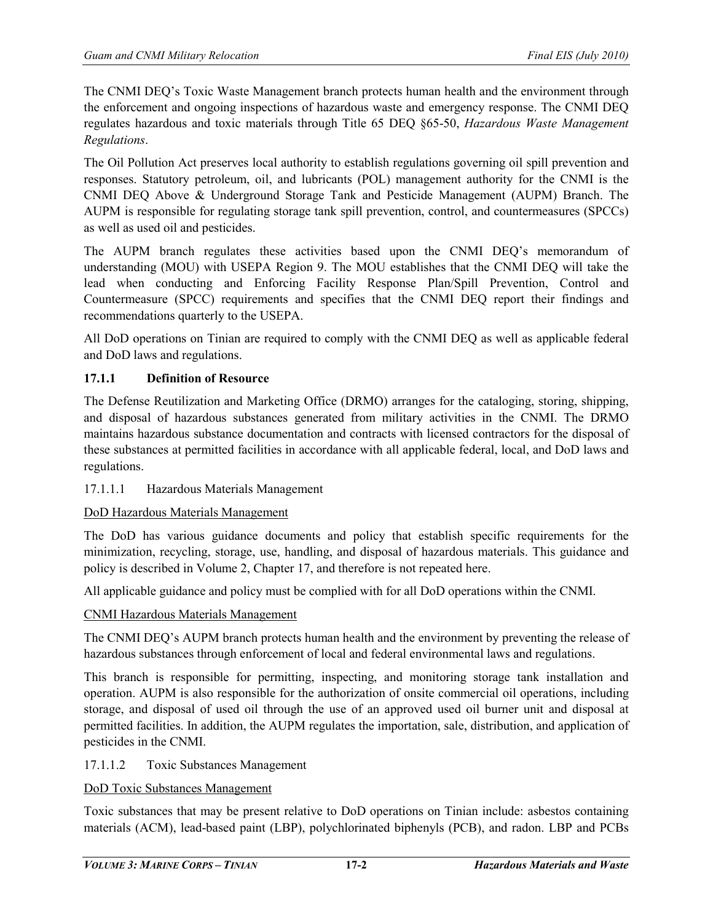The CNMI DEQ's Toxic Waste Management branch protects human health and the environment through the enforcement and ongoing inspections of hazardous waste and emergency response. The CNMI DEQ regulates hazardous and toxic materials through Title 65 DEQ §65-50, *Hazardous Waste Management Regulations*.

The Oil Pollution Act preserves local authority to establish regulations governing oil spill prevention and responses. Statutory petroleum, oil, and lubricants (POL) management authority for the CNMI is the CNMI DEQ Above & Underground Storage Tank and Pesticide Management (AUPM) Branch. The AUPM is responsible for regulating storage tank spill prevention, control, and countermeasures (SPCCs) as well as used oil and pesticides.

The AUPM branch regulates these activities based upon the CNMI DEQ's memorandum of understanding (MOU) with USEPA Region 9. The MOU establishes that the CNMI DEQ will take the lead when conducting and Enforcing Facility Response Plan/Spill Prevention, Control and Countermeasure (SPCC) requirements and specifies that the CNMI DEQ report their findings and recommendations quarterly to the USEPA.

All DoD operations on Tinian are required to comply with the CNMI DEQ as well as applicable federal and DoD laws and regulations.

### 17.1.1 Definition of Resource

The Defense Reutilization and Marketing Office (DRMO) arranges for the cataloging, storing, shipping, and disposal of hazardous substances generated from military activities in the CNMI. The DRMO maintains hazardous substance documentation and contracts with licensed contractors for the disposal of these substances at permitted facilities in accordance with all applicable federal, local, and DoD laws and regulations.

#### 17.1.1.1 Hazardous Materials Management

DoD Hazardous Materials Management

The DoD has various guidance documents and policy that establish specific requirements for the minimization, recycling, storage, use, handling, and disposal of hazardous materials. This guidance and policy is described in Volume 2, Chapter 17, and therefore is not repeated here.

All applicable guidance and policy must be complied with for all DoD operations within the CNMI.

CNMI Hazardous Materials Management

The CNMI DEQ's AUPM branch protects human health and the environment by preventing the release of hazardous substances through enforcement of local and federal environmental laws and regulations.

This branch is responsible for permitting, inspecting, and monitoring storage tank installation and operation. AUPM is also responsible for the authorization of onsite commercial oil operations, including storage, and disposal of used oil through the use of an approved used oil burner unit and disposal at permitted facilities. In addition, the AUPM regulates the importation, sale, distribution, and application of pesticides in the CNMI.

#### 17.1.1.2 Toxic Substances Management

DoD Toxic Substances Management

Toxic substances that may be present relative to DoD operations on Tinian include: asbestos containing materials (ACM), lead-based paint (LBP), polychlorinated biphenyls (PCB), and radon. LBP and PCBs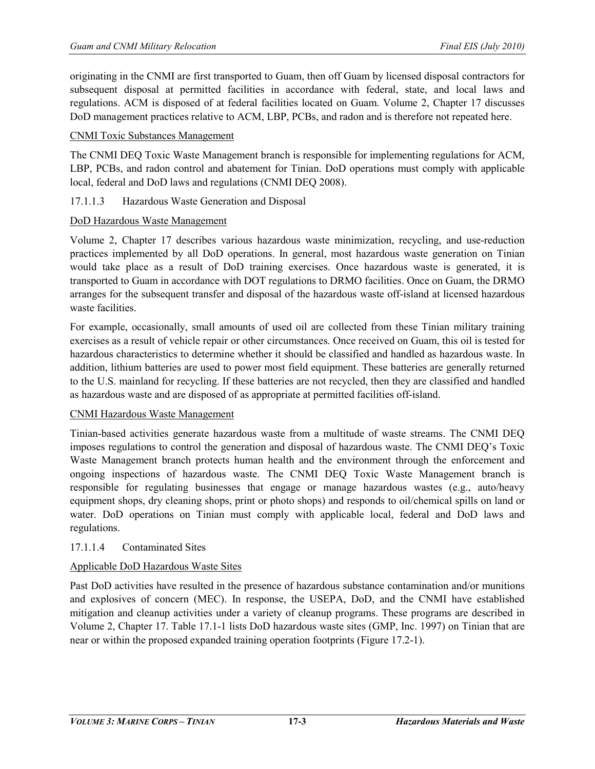originating in the CNMI are first transported to Guam, then off Guam by licensed disposal contractors for subsequent disposal at permitted facilities in accordance with federal, state, and local laws and regulations. ACM is disposed of at federal facilities located on Guam. Volume 2, Chapter 17 discusses DoD management practices relative to ACM, LBP, PCBs, and radon and is therefore not repeated here.

CNMI Toxic Substances Management

The CNMI DEQ Toxic Waste Management branch is responsible for implementing regulations for ACM, LBP, PCBs, and radon control and abatement for Tinian. DoD operations must comply with applicable local, federal and DoD laws and regulations (CNMI DEQ 2008).

#### 17.1.1.3 Hazardous Waste Generation and Disposal

DoD Hazardous Waste Management

Volume 2, Chapter 17 describes various hazardous waste minimization, recycling, and use-reduction practices implemented by all DoD operations. In general, most hazardous waste generation on Tinian would take place as a result of DoD training exercises. Once hazardous waste is generated, it is transported to Guam in accordance with DOT regulations to DRMO facilities. Once on Guam, the DRMO arranges for the subsequent transfer and disposal of the hazardous waste off-island at licensed hazardous waste facilities.

For example, occasionally, small amounts of used oil are collected from these Tinian military training exercises as a result of vehicle repair or other circumstances. Once received on Guam, this oil is tested for hazardous characteristics to determine whether it should be classified and handled as hazardous waste. In addition, lithium batteries are used to power most field equipment. These batteries are generally returned to the U.S. mainland for recycling. If these batteries are not recycled, then they are classified and handled as hazardous waste and are disposed of as appropriate at permitted facilities off-island.

CNMI Hazardous Waste Management

Tinian-based activities generate hazardous waste from a multitude of waste streams. The CNMI DEQ imposes regulations to control the generation and disposal of hazardous waste. The CNMI DEQ's Toxic Waste Management branch protects human health and the environment through the enforcement and ongoing inspections of hazardous waste. The CNMI DEQ Toxic Waste Management branch is responsible for regulating businesses that engage or manage hazardous wastes (e.g., auto/heavy equipment shops, dry cleaning shops, print or photo shops) and responds to oil/chemical spills on land or water. DoD operations on Tinian must comply with applicable local, federal and DoD laws and regulations.

#### 17.1.1.4 Contaminated Sites

Applicable DoD Hazardous Waste Sites

Past DoD activities have resulted in the presence of hazardous substance contamination and/or munitions and explosives of concern (MEC). In response, the USEPA, DoD, and the CNMI have established mitigation and cleanup activities under a variety of cleanup programs. These programs are described in Volume 2, Chapter 17. Table 17.1-1 lists DoD hazardous waste sites (GMP, Inc. 1997) on Tinian that are near or within the proposed expanded training operation footprints (Figure 17.2-1).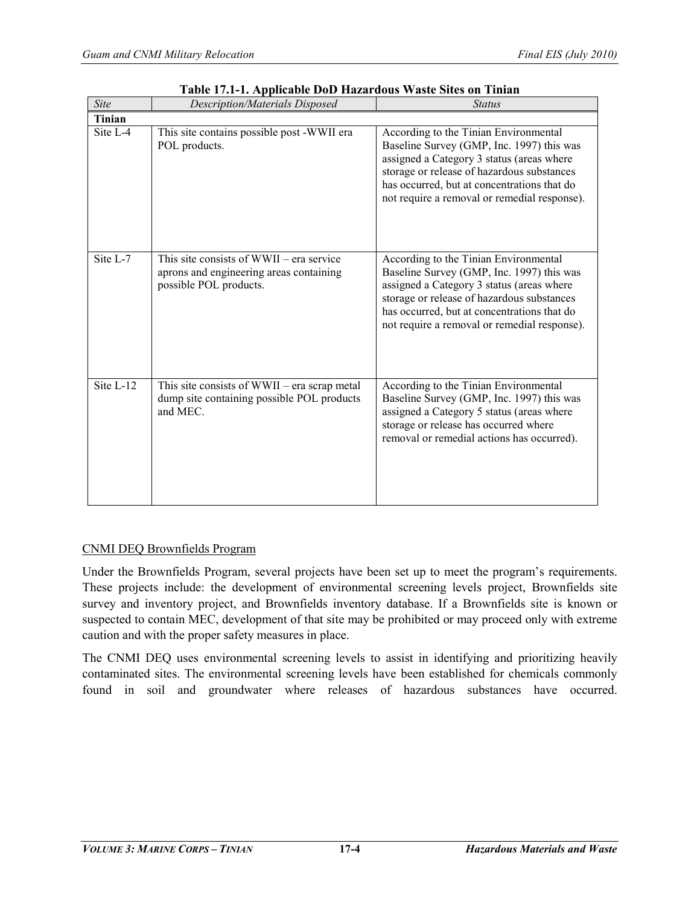**Table 17.1-1. Applicable DoD Hazardous Waste Sites on Tinian**

| *Site* | *Description/Materials Disposed* | *Status* |
|---|---|---|
| **Tinian** | | |
| Site L-4 | This site contains possible post -WWII era POL products. | According to the Tinian Environmental Baseline Survey (GMP, Inc. 1997) this was assigned a Category 3 status (areas where storage or release of hazardous substances has occurred, but at concentrations that do not require a removal or remedial response). |
| Site L-7 | This site consists of WWII – era service aprons and engineering areas containing possible POL products. | According to the Tinian Environmental Baseline Survey (GMP, Inc. 1997) this was assigned a Category 3 status (areas where storage or release of hazardous substances has occurred, but at concentrations that do not require a removal or remedial response). |
| Site L-12 | This site consists of WWII – era scrap metal dump site containing possible POL products and MEC. | According to the Tinian Environmental Baseline Survey (GMP, Inc. 1997) this was assigned a Category 5 status (areas where storage or release has occurred where removal or remedial actions has occurred). |

CNMI DEQ Brownfields Program

Under the Brownfields Program, several projects have been set up to meet the program's requirements. These projects include: the development of environmental screening levels project, Brownfields site survey and inventory project, and Brownfields inventory database. If a Brownfields site is known or suspected to contain MEC, development of that site may be prohibited or may proceed only with extreme caution and with the proper safety measures in place.

The CNMI DEQ uses environmental screening levels to assist in identifying and prioritizing heavily contaminated sites. The environmental screening levels have been established for chemicals commonly found in soil and groundwater where releases of hazardous substances have occurred.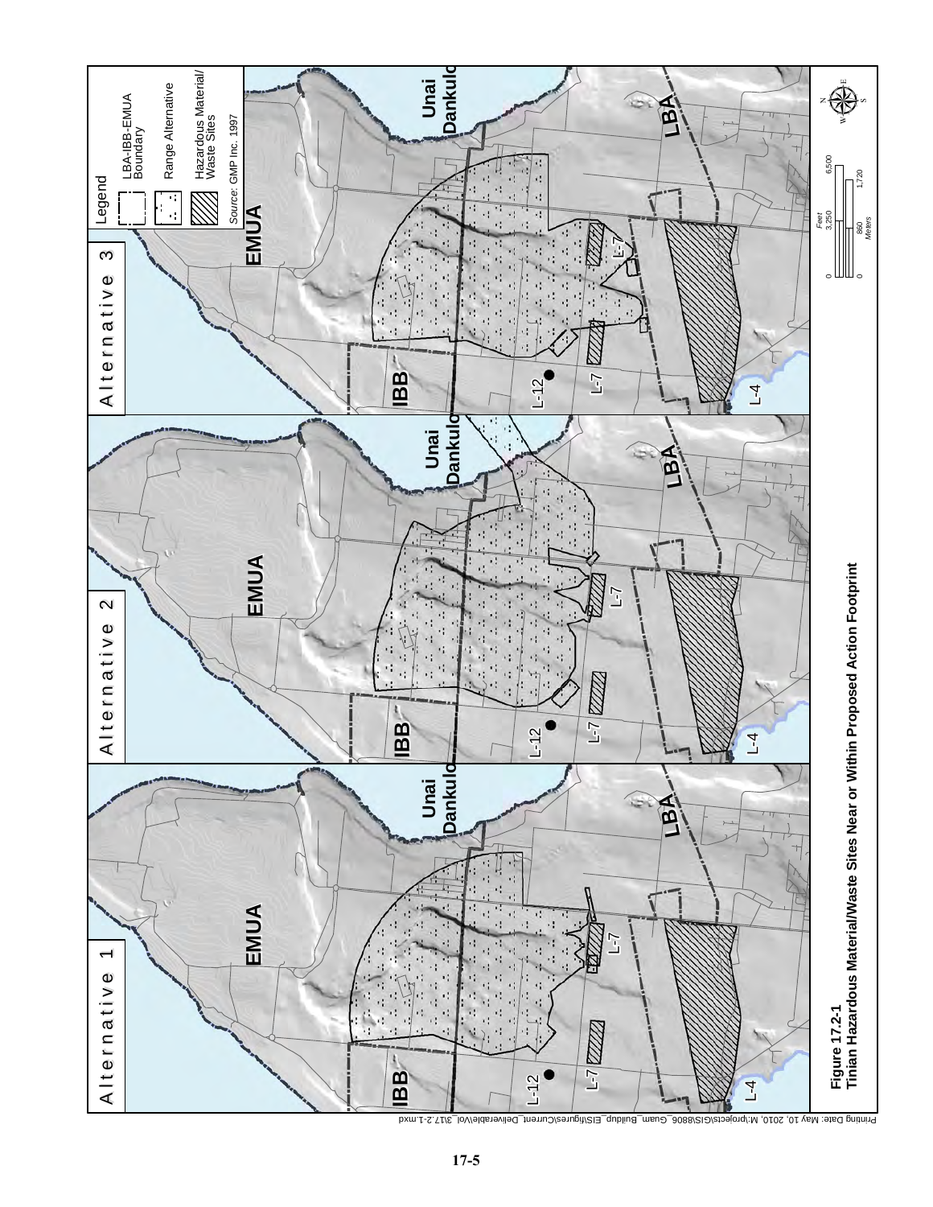**Figure 17.2-1**
**Tinian Hazardous Material/Waste Sites Near or Within Proposed Action Footprint**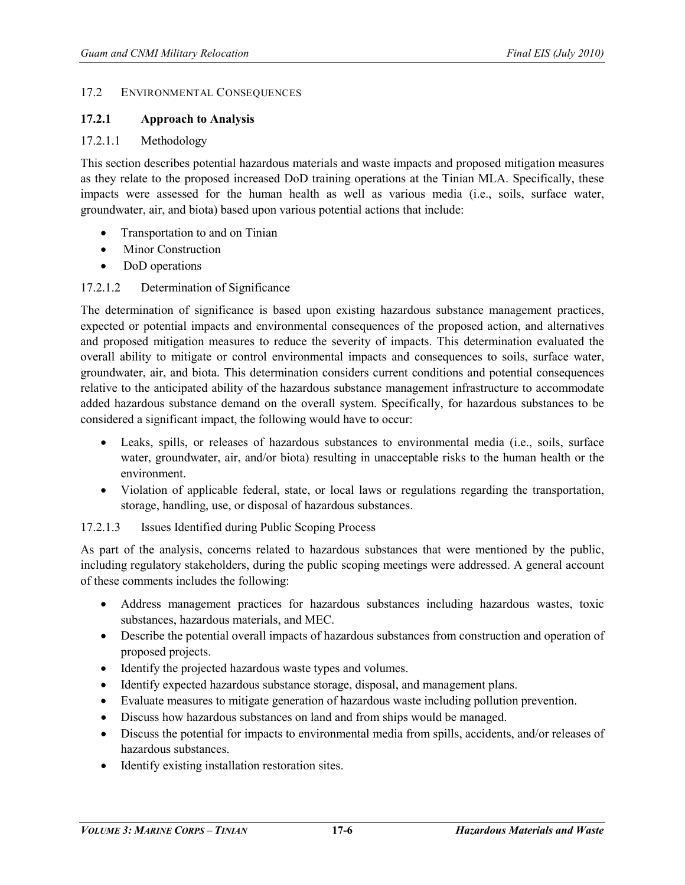## 17.2 ENVIRONMENTAL CONSEQUENCES

### 17.2.1 Approach to Analysis

#### 17.2.1.1 Methodology

This section describes potential hazardous materials and waste impacts and proposed mitigation measures as they relate to the proposed increased DoD training operations at the Tinian MLA. Specifically, these impacts were assessed for the human health as well as various media (i.e., soils, surface water, groundwater, air, and biota) based upon various potential actions that include:

- Transportation to and on Tinian
- Minor Construction
- DoD operations

#### 17.2.1.2 Determination of Significance

The determination of significance is based upon existing hazardous substance management practices, expected or potential impacts and environmental consequences of the proposed action, and alternatives and proposed mitigation measures to reduce the severity of impacts. This determination evaluated the overall ability to mitigate or control environmental impacts and consequences to soils, surface water, groundwater, air, and biota. This determination considers current conditions and potential consequences relative to the anticipated ability of the hazardous substance management infrastructure to accommodate added hazardous substance demand on the overall system. Specifically, for hazardous substances to be considered a significant impact, the following would have to occur:

- Leaks, spills, or releases of hazardous substances to environmental media (i.e., soils, surface water, groundwater, air, and/or biota) resulting in unacceptable risks to the human health or the environment.
- Violation of applicable federal, state, or local laws or regulations regarding the transportation, storage, handling, use, or disposal of hazardous substances.

#### 17.2.1.3 Issues Identified during Public Scoping Process

As part of the analysis, concerns related to hazardous substances that were mentioned by the public, including regulatory stakeholders, during the public scoping meetings were addressed. A general account of these comments includes the following:

- Address management practices for hazardous substances including hazardous wastes, toxic substances, hazardous materials, and MEC.
- Describe the potential overall impacts of hazardous substances from construction and operation of proposed projects.
- Identify the projected hazardous waste types and volumes.
- Identify expected hazardous substance storage, disposal, and management plans.
- Evaluate measures to mitigate generation of hazardous waste including pollution prevention.
- Discuss how hazardous substances on land and from ships would be managed.
- Discuss the potential for impacts to environmental media from spills, accidents, and/or releases of hazardous substances.
- Identify existing installation restoration sites.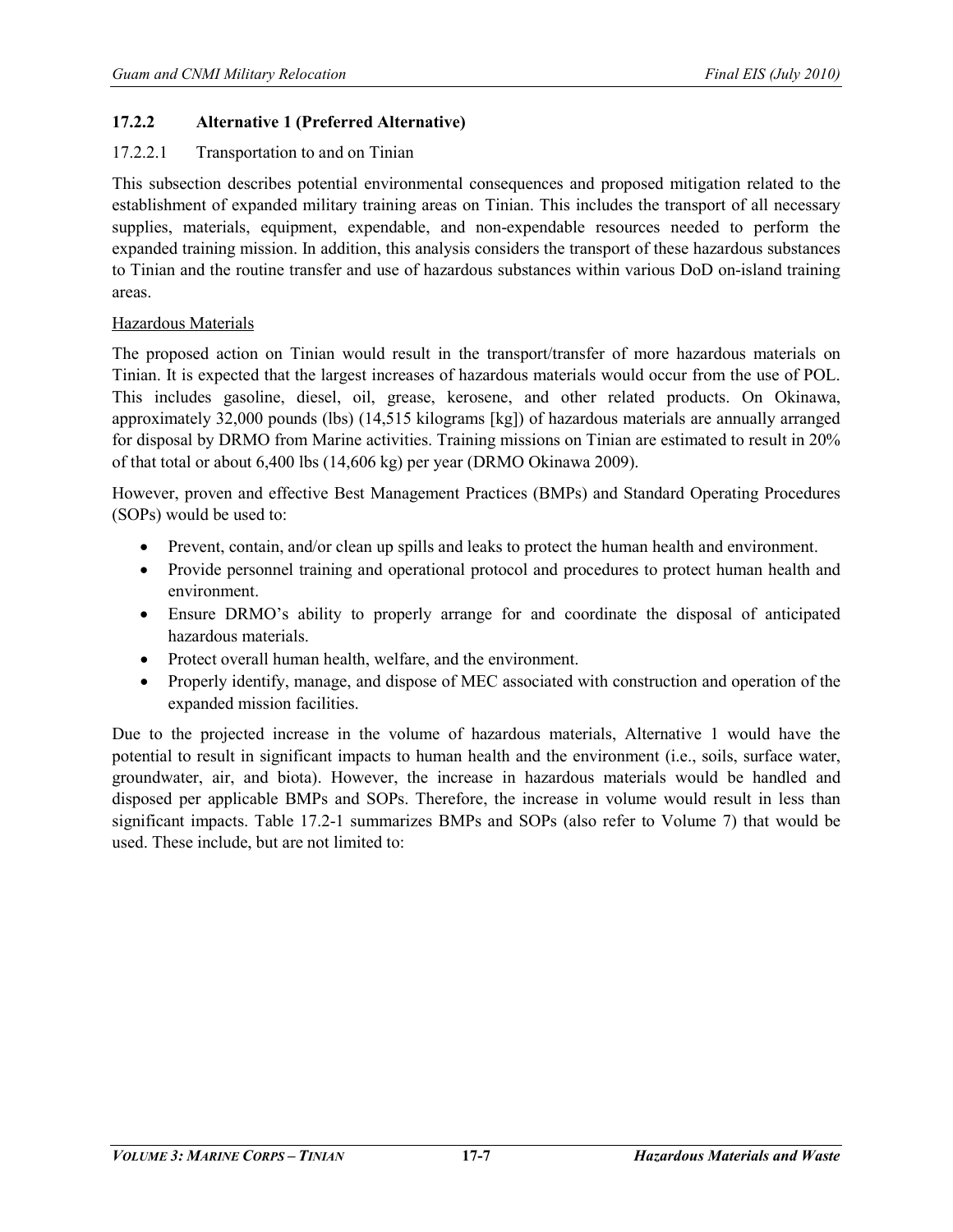### 17.2.2 Alternative 1 (Preferred Alternative)

#### 17.2.2.1 Transportation to and on Tinian

This subsection describes potential environmental consequences and proposed mitigation related to the establishment of expanded military training areas on Tinian. This includes the transport of all necessary supplies, materials, equipment, expendable, and non-expendable resources needed to perform the expanded training mission. In addition, this analysis considers the transport of these hazardous substances to Tinian and the routine transfer and use of hazardous substances within various DoD on-island training areas.

Hazardous Materials

The proposed action on Tinian would result in the transport/transfer of more hazardous materials on Tinian. It is expected that the largest increases of hazardous materials would occur from the use of POL. This includes gasoline, diesel, oil, grease, kerosene, and other related products. On Okinawa, approximately 32,000 pounds (lbs) (14,515 kilograms [kg]) of hazardous materials are annually arranged for disposal by DRMO from Marine activities. Training missions on Tinian are estimated to result in 20% of that total or about 6,400 lbs (14,606 kg) per year (DRMO Okinawa 2009).

However, proven and effective Best Management Practices (BMPs) and Standard Operating Procedures (SOPs) would be used to:

- Prevent, contain, and/or clean up spills and leaks to protect the human health and environment.
- Provide personnel training and operational protocol and procedures to protect human health and environment.
- Ensure DRMO's ability to properly arrange for and coordinate the disposal of anticipated hazardous materials.
- Protect overall human health, welfare, and the environment.
- Properly identify, manage, and dispose of MEC associated with construction and operation of the expanded mission facilities.

Due to the projected increase in the volume of hazardous materials, Alternative 1 would have the potential to result in significant impacts to human health and the environment (i.e., soils, surface water, groundwater, air, and biota). However, the increase in hazardous materials would be handled and disposed per applicable BMPs and SOPs. Therefore, the increase in volume would result in less than significant impacts. Table 17.2-1 summarizes BMPs and SOPs (also refer to Volume 7) that would be used. These include, but are not limited to: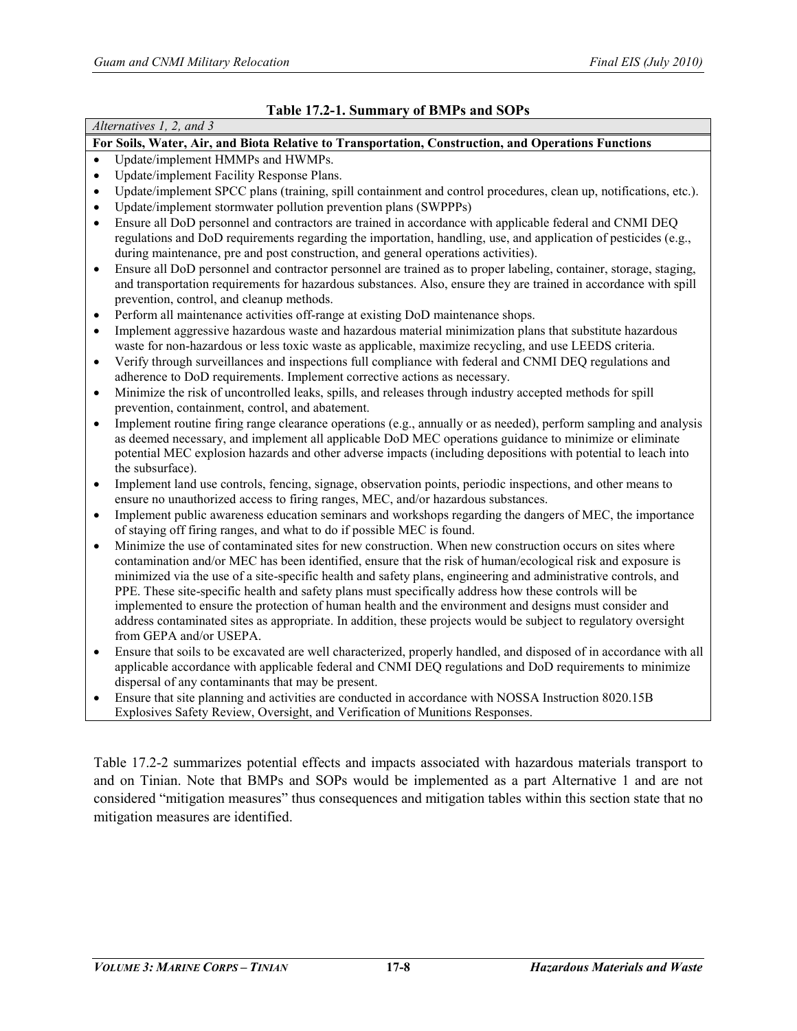**Table 17.2-1. Summary of BMPs and SOPs**

| *Alternatives 1, 2, and 3* |
|---|
| **For Soils, Water, Air, and Biota Relative to Transportation, Construction, and Operations Functions** |
| • Update/implement HMMPs and HWMPs.<br>• Update/implement Facility Response Plans.<br>• Update/implement SPCC plans (training, spill containment and control procedures, clean up, notifications, etc.).<br>• Update/implement stormwater pollution prevention plans (SWPPPs)<br>• Ensure all DoD personnel and contractors are trained in accordance with applicable federal and CNMI DEQ regulations and DoD requirements regarding the importation, handling, use, and application of pesticides (e.g., during maintenance, pre and post construction, and general operations activities).<br>• Ensure all DoD personnel and contractor personnel are trained as to proper labeling, container, storage, staging, and transportation requirements for hazardous substances. Also, ensure they are trained in accordance with spill prevention, control, and cleanup methods.<br>• Perform all maintenance activities off-range at existing DoD maintenance shops.<br>• Implement aggressive hazardous waste and hazardous material minimization plans that substitute hazardous waste for non-hazardous or less toxic waste as applicable, maximize recycling, and use LEEDS criteria.<br>• Verify through surveillances and inspections full compliance with federal and CNMI DEQ regulations and adherence to DoD requirements. Implement corrective actions as necessary.<br>• Minimize the risk of uncontrolled leaks, spills, and releases through industry accepted methods for spill prevention, containment, control, and abatement.<br>• Implement routine firing range clearance operations (e.g., annually or as needed), perform sampling and analysis as deemed necessary, and implement all applicable DoD MEC operations guidance to minimize or eliminate potential MEC explosion hazards and other adverse impacts (including depositions with potential to leach into the subsurface).<br>• Implement land use controls, fencing, signage, observation points, periodic inspections, and other means to ensure no unauthorized access to firing ranges, MEC, and/or hazardous substances.<br>• Implement public awareness education seminars and workshops regarding the dangers of MEC, the importance of staying off firing ranges, and what to do if possible MEC is found.<br>• Minimize the use of contaminated sites for new construction. When new construction occurs on sites where contamination and/or MEC has been identified, ensure that the risk of human/ecological risk and exposure is minimized via the use of a site-specific health and safety plans, engineering and administrative controls, and PPE. These site-specific health and safety plans must specifically address how these controls will be implemented to ensure the protection of human health and the environment and designs must consider and address contaminated sites as appropriate. In addition, these projects would be subject to regulatory oversight from GEPA and/or USEPA.<br>• Ensure that soils to be excavated are well characterized, properly handled, and disposed of in accordance with all applicable accordance with applicable federal and CNMI DEQ regulations and DoD requirements to minimize dispersal of any contaminants that may be present.<br>• Ensure that site planning and activities are conducted in accordance with NOSSA Instruction 8020.15B Explosives Safety Review, Oversight, and Verification of Munitions Responses. |

Table 17.2-2 summarizes potential effects and impacts associated with hazardous materials transport to and on Tinian. Note that BMPs and SOPs would be implemented as a part Alternative 1 and are not considered "mitigation measures" thus consequences and mitigation tables within this section state that no mitigation measures are identified.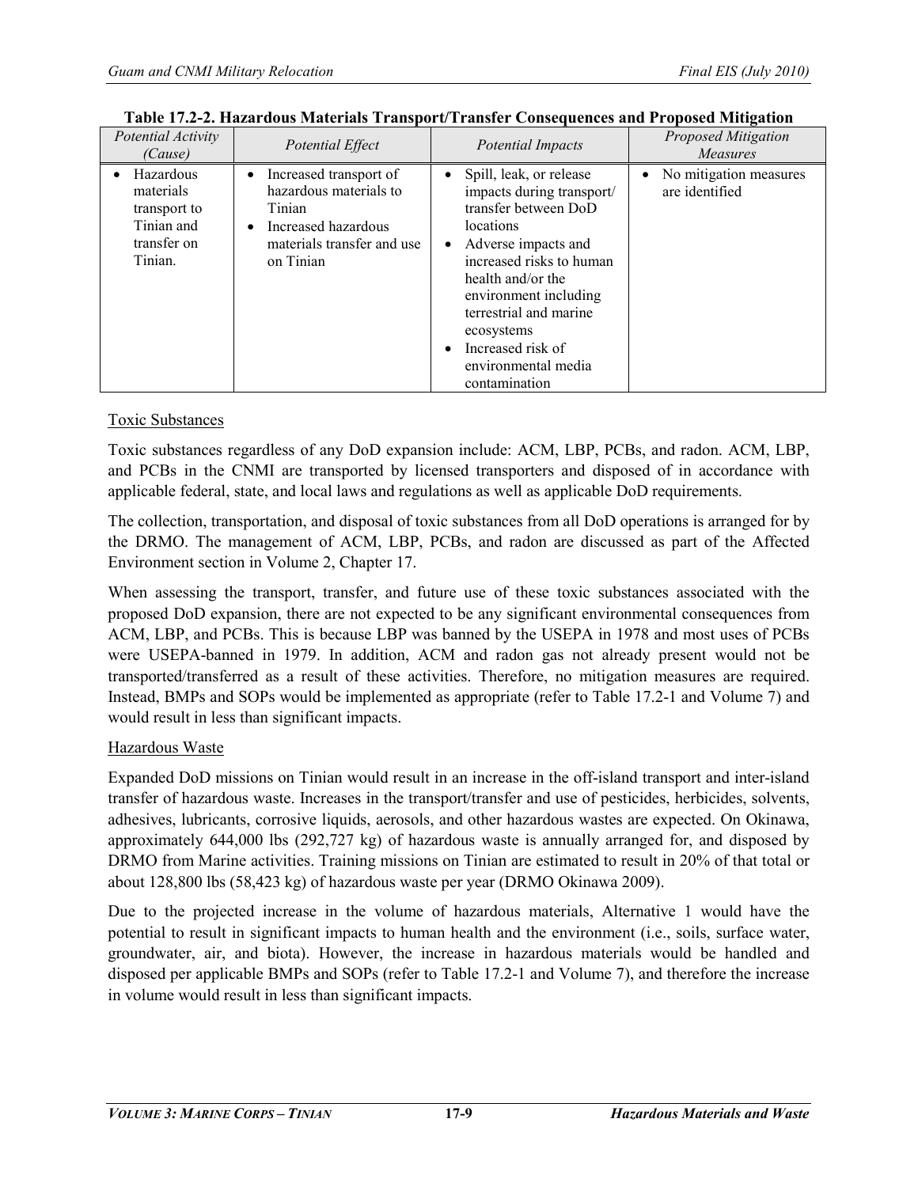**Table 17.2-2. Hazardous Materials Transport/Transfer Consequences and Proposed Mitigation**

| *Potential Activity (Cause)* | *Potential Effect* | *Potential Impacts* | *Proposed Mitigation Measures* |
|---|---|---|---|
| • Hazardous materials transport to Tinian and transfer on Tinian. | • Increased transport of hazardous materials to Tinian<br>• Increased hazardous materials transfer and use on Tinian | • Spill, leak, or release impacts during transport/ transfer between DoD locations<br>• Adverse impacts and increased risks to human health and/or the environment including terrestrial and marine ecosystems<br>• Increased risk of environmental media contamination | • No mitigation measures are identified |

Toxic Substances

Toxic substances regardless of any DoD expansion include: ACM, LBP, PCBs, and radon. ACM, LBP, and PCBs in the CNMI are transported by licensed transporters and disposed of in accordance with applicable federal, state, and local laws and regulations as well as applicable DoD requirements.

The collection, transportation, and disposal of toxic substances from all DoD operations is arranged for by the DRMO. The management of ACM, LBP, PCBs, and radon are discussed as part of the Affected Environment section in Volume 2, Chapter 17.

When assessing the transport, transfer, and future use of these toxic substances associated with the proposed DoD expansion, there are not expected to be any significant environmental consequences from ACM, LBP, and PCBs. This is because LBP was banned by the USEPA in 1978 and most uses of PCBs were USEPA-banned in 1979. In addition, ACM and radon gas not already present would not be transported/transferred as a result of these activities. Therefore, no mitigation measures are required. Instead, BMPs and SOPs would be implemented as appropriate (refer to Table 17.2-1 and Volume 7) and would result in less than significant impacts.

Hazardous Waste

Expanded DoD missions on Tinian would result in an increase in the off-island transport and inter-island transfer of hazardous waste. Increases in the transport/transfer and use of pesticides, herbicides, solvents, adhesives, lubricants, corrosive liquids, aerosols, and other hazardous wastes are expected. On Okinawa, approximately 644,000 lbs (292,727 kg) of hazardous waste is annually arranged for, and disposed by DRMO from Marine activities. Training missions on Tinian are estimated to result in 20% of that total or about 128,800 lbs (58,423 kg) of hazardous waste per year (DRMO Okinawa 2009).

Due to the projected increase in the volume of hazardous materials, Alternative 1 would have the potential to result in significant impacts to human health and the environment (i.e., soils, surface water, groundwater, air, and biota). However, the increase in hazardous materials would be handled and disposed per applicable BMPs and SOPs (refer to Table 17.2-1 and Volume 7), and therefore the increase in volume would result in less than significant impacts.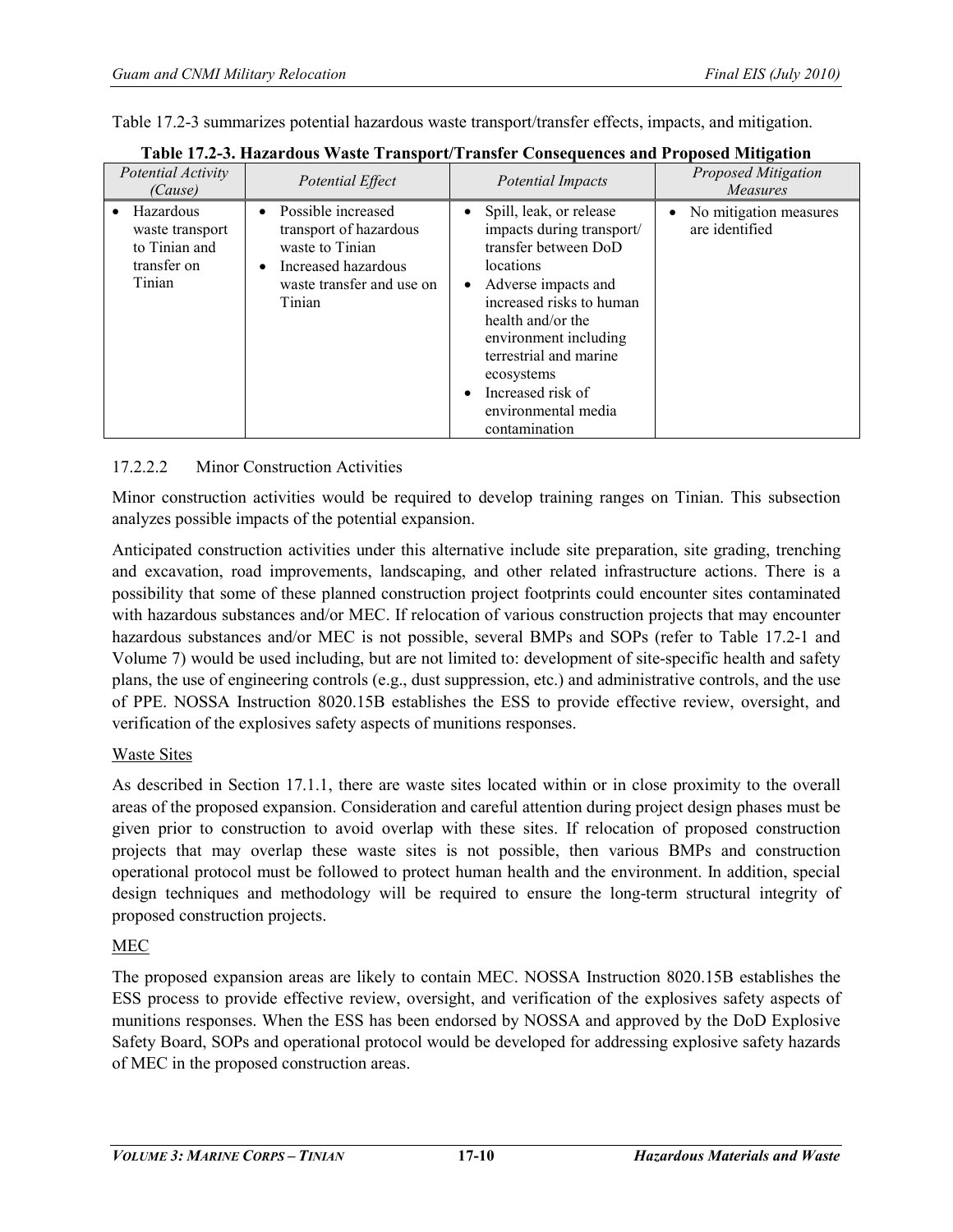Table 17.2-3 summarizes potential hazardous waste transport/transfer effects, impacts, and mitigation.

**Table 17.2-3. Hazardous Waste Transport/Transfer Consequences and Proposed Mitigation**

| *Potential Activity (Cause)* | *Potential Effect* | *Potential Impacts* | *Proposed Mitigation Measures* |
|---|---|---|---|
| • Hazardous waste transport to Tinian and transfer on Tinian | • Possible increased transport of hazardous waste to Tinian<br>• Increased hazardous waste transfer and use on Tinian | • Spill, leak, or release impacts during transport/ transfer between DoD locations<br>• Adverse impacts and increased risks to human health and/or the environment including terrestrial and marine ecosystems<br>• Increased risk of environmental media contamination | • No mitigation measures are identified |

### 17.2.2.2 Minor Construction Activities

Minor construction activities would be required to develop training ranges on Tinian. This subsection analyzes possible impacts of the potential expansion.

Anticipated construction activities under this alternative include site preparation, site grading, trenching and excavation, road improvements, landscaping, and other related infrastructure actions. There is a possibility that some of these planned construction project footprints could encounter sites contaminated with hazardous substances and/or MEC. If relocation of various construction projects that may encounter hazardous substances and/or MEC is not possible, several BMPs and SOPs (refer to Table 17.2-1 and Volume 7) would be used including, but are not limited to: development of site-specific health and safety plans, the use of engineering controls (e.g., dust suppression, etc.) and administrative controls, and the use of PPE. NOSSA Instruction 8020.15B establishes the ESS to provide effective review, oversight, and verification of the explosives safety aspects of munitions responses.

<u>Waste Sites</u>

As described in Section 17.1.1, there are waste sites located within or in close proximity to the overall areas of the proposed expansion. Consideration and careful attention during project design phases must be given prior to construction to avoid overlap with these sites. If relocation of proposed construction projects that may overlap these waste sites is not possible, then various BMPs and construction operational protocol must be followed to protect human health and the environment. In addition, special design techniques and methodology will be required to ensure the long-term structural integrity of proposed construction projects.

<u>MEC</u>

The proposed expansion areas are likely to contain MEC. NOSSA Instruction 8020.15B establishes the ESS process to provide effective review, oversight, and verification of the explosives safety aspects of munitions responses. When the ESS has been endorsed by NOSSA and approved by the DoD Explosive Safety Board, SOPs and operational protocol would be developed for addressing explosive safety hazards of MEC in the proposed construction areas.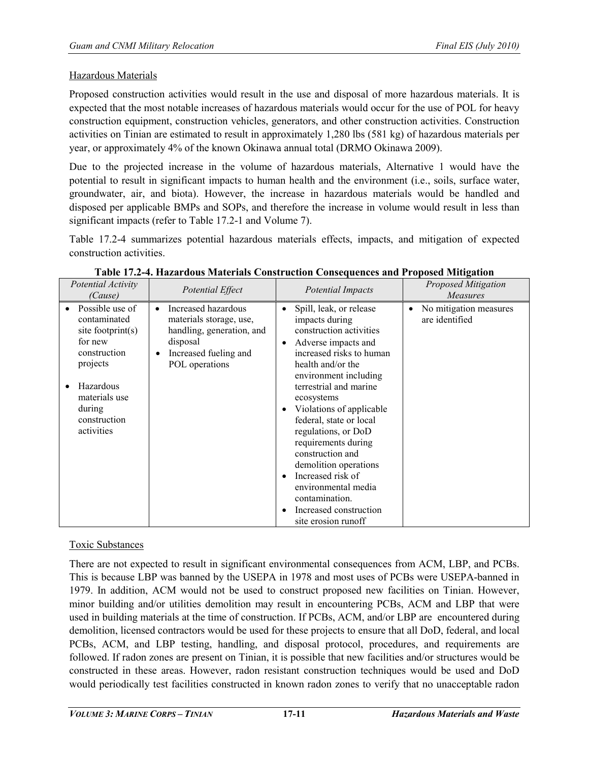Hazardous Materials

Proposed construction activities would result in the use and disposal of more hazardous materials. It is expected that the most notable increases of hazardous materials would occur for the use of POL for heavy construction equipment, construction vehicles, generators, and other construction activities. Construction activities on Tinian are estimated to result in approximately 1,280 lbs (581 kg) of hazardous materials per year, or approximately 4% of the known Okinawa annual total (DRMO Okinawa 2009).

Due to the projected increase in the volume of hazardous materials, Alternative 1 would have the potential to result in significant impacts to human health and the environment (i.e., soils, surface water, groundwater, air, and biota). However, the increase in hazardous materials would be handled and disposed per applicable BMPs and SOPs, and therefore the increase in volume would result in less than significant impacts (refer to Table 17.2-1 and Volume 7).

Table 17.2-4 summarizes potential hazardous materials effects, impacts, and mitigation of expected construction activities.

**Table 17.2-4. Hazardous Materials Construction Consequences and Proposed Mitigation**

| *Potential Activity (Cause)* | *Potential Effect* | *Potential Impacts* | *Proposed Mitigation Measures* |
|---|---|---|---|
| • Possible use of contaminated site footprint(s) for new construction projects<br>• Hazardous materials use during construction activities | • Increased hazardous materials storage, use, handling, generation, and disposal<br>• Increased fueling and POL operations | • Spill, leak, or release impacts during construction activities<br>• Adverse impacts and increased risks to human health and/or the environment including terrestrial and marine ecosystems<br>• Violations of applicable federal, state or local regulations, or DoD requirements during construction and demolition operations<br>• Increased risk of environmental media contamination.<br>• Increased construction site erosion runoff | • No mitigation measures are identified |

Toxic Substances

There are not expected to result in significant environmental consequences from ACM, LBP, and PCBs. This is because LBP was banned by the USEPA in 1978 and most uses of PCBs were USEPA-banned in 1979. In addition, ACM would not be used to construct proposed new facilities on Tinian. However, minor building and/or utilities demolition may result in encountering PCBs, ACM and LBP that were used in building materials at the time of construction. If PCBs, ACM, and/or LBP are encountered during demolition, licensed contractors would be used for these projects to ensure that all DoD, federal, and local PCBs, ACM, and LBP testing, handling, and disposal protocol, procedures, and requirements are followed. If radon zones are present on Tinian, it is possible that new facilities and/or structures would be constructed in these areas. However, radon resistant construction techniques would be used and DoD would periodically test facilities constructed in known radon zones to verify that no unacceptable radon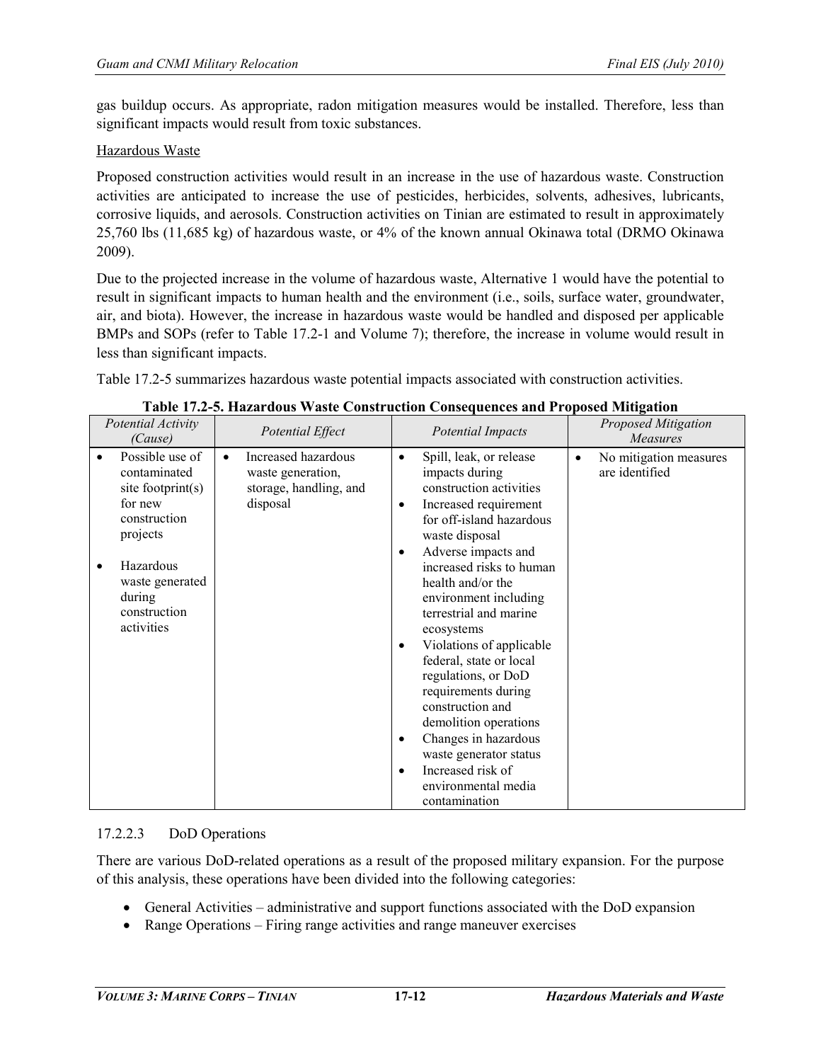gas buildup occurs. As appropriate, radon mitigation measures would be installed. Therefore, less than significant impacts would result from toxic substances.

Hazardous Waste

Proposed construction activities would result in an increase in the use of hazardous waste. Construction activities are anticipated to increase the use of pesticides, herbicides, solvents, adhesives, lubricants, corrosive liquids, and aerosols. Construction activities on Tinian are estimated to result in approximately 25,760 lbs (11,685 kg) of hazardous waste, or 4% of the known annual Okinawa total (DRMO Okinawa 2009).

Due to the projected increase in the volume of hazardous waste, Alternative 1 would have the potential to result in significant impacts to human health and the environment (i.e., soils, surface water, groundwater, air, and biota). However, the increase in hazardous waste would be handled and disposed per applicable BMPs and SOPs (refer to Table 17.2-1 and Volume 7); therefore, the increase in volume would result in less than significant impacts.

Table 17.2-5 summarizes hazardous waste potential impacts associated with construction activities.

**Table 17.2-5. Hazardous Waste Construction Consequences and Proposed Mitigation**

| *Potential Activity (Cause)* | *Potential Effect* | *Potential Impacts* | *Proposed Mitigation Measures* |
|---|---|---|---|
| • Possible use of contaminated site footprint(s) for new construction projects<br>• Hazardous waste generated during construction activities | • Increased hazardous waste generation, storage, handling, and disposal | • Spill, leak, or release impacts during construction activities<br>• Increased requirement for off-island hazardous waste disposal<br>• Adverse impacts and increased risks to human health and/or the environment including terrestrial and marine ecosystems<br>• Violations of applicable federal, state or local regulations, or DoD requirements during construction and demolition operations<br>• Changes in hazardous waste generator status<br>• Increased risk of environmental media contamination | • No mitigation measures are identified |

17.2.2.3 DoD Operations

There are various DoD-related operations as a result of the proposed military expansion. For the purpose of this analysis, these operations have been divided into the following categories:

- General Activities – administrative and support functions associated with the DoD expansion
- Range Operations – Firing range activities and range maneuver exercises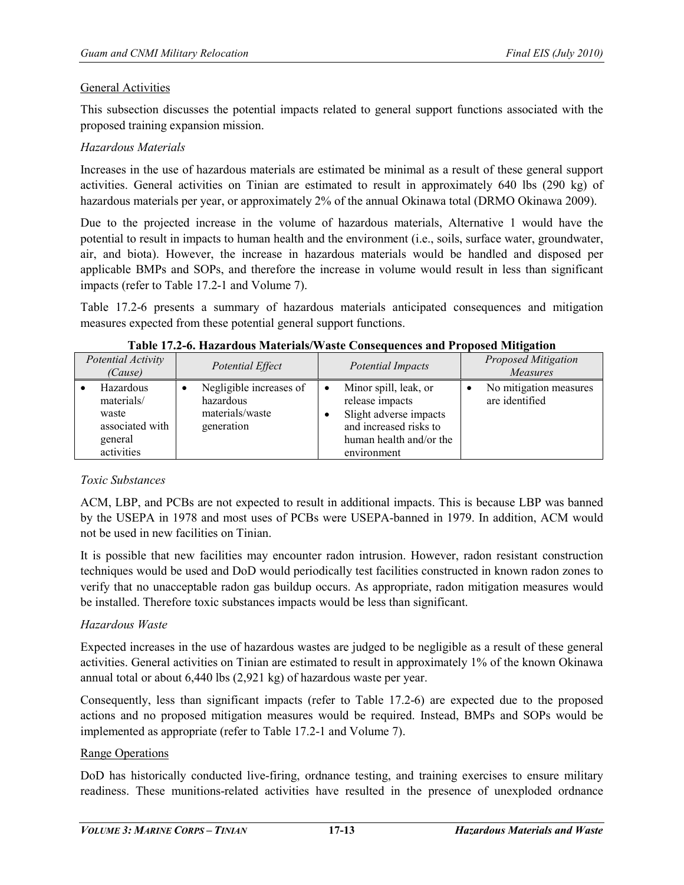General Activities

This subsection discusses the potential impacts related to general support functions associated with the proposed training expansion mission.

*Hazardous Materials*

Increases in the use of hazardous materials are estimated be minimal as a result of these general support activities. General activities on Tinian are estimated to result in approximately 640 lbs (290 kg) of hazardous materials per year, or approximately 2% of the annual Okinawa total (DRMO Okinawa 2009).

Due to the projected increase in the volume of hazardous materials, Alternative 1 would have the potential to result in impacts to human health and the environment (i.e., soils, surface water, groundwater, air, and biota). However, the increase in hazardous materials would be handled and disposed per applicable BMPs and SOPs, and therefore the increase in volume would result in less than significant impacts (refer to Table 17.2-1 and Volume 7).

Table 17.2-6 presents a summary of hazardous materials anticipated consequences and mitigation measures expected from these potential general support functions.

**Table 17.2-6. Hazardous Materials/Waste Consequences and Proposed Mitigation**

| *Potential Activity (Cause)* | *Potential Effect* | *Potential Impacts* | *Proposed Mitigation Measures* |
|---|---|---|---|
| • Hazardous materials/ waste associated with general activities | • Negligible increases of hazardous materials/waste generation | • Minor spill, leak, or release impacts<br>• Slight adverse impacts and increased risks to human health and/or the environment | • No mitigation measures are identified |

*Toxic Substances*

ACM, LBP, and PCBs are not expected to result in additional impacts. This is because LBP was banned by the USEPA in 1978 and most uses of PCBs were USEPA-banned in 1979. In addition, ACM would not be used in new facilities on Tinian.

It is possible that new facilities may encounter radon intrusion. However, radon resistant construction techniques would be used and DoD would periodically test facilities constructed in known radon zones to verify that no unacceptable radon gas buildup occurs. As appropriate, radon mitigation measures would be installed. Therefore toxic substances impacts would be less than significant.

*Hazardous Waste*

Expected increases in the use of hazardous wastes are judged to be negligible as a result of these general activities. General activities on Tinian are estimated to result in approximately 1% of the known Okinawa annual total or about 6,440 lbs (2,921 kg) of hazardous waste per year.

Consequently, less than significant impacts (refer to Table 17.2-6) are expected due to the proposed actions and no proposed mitigation measures would be required. Instead, BMPs and SOPs would be implemented as appropriate (refer to Table 17.2-1 and Volume 7).

Range Operations

DoD has historically conducted live-firing, ordnance testing, and training exercises to ensure military readiness. These munitions-related activities have resulted in the presence of unexploded ordnance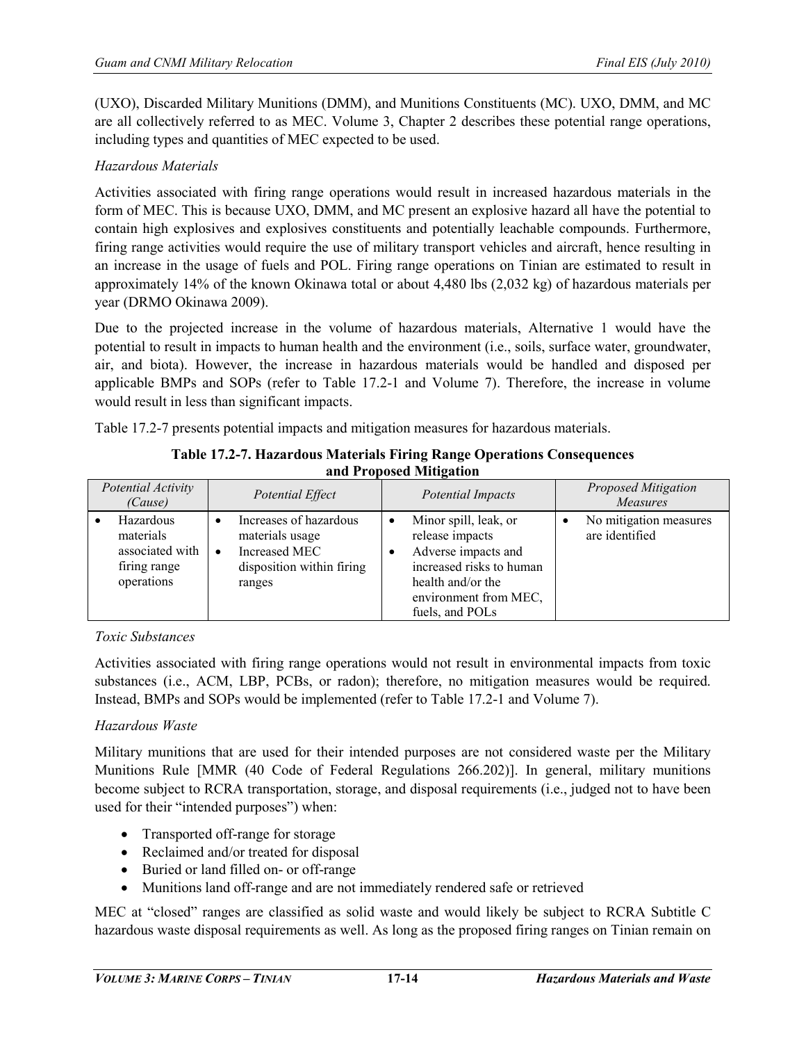(UXO), Discarded Military Munitions (DMM), and Munitions Constituents (MC). UXO, DMM, and MC are all collectively referred to as MEC. Volume 3, Chapter 2 describes these potential range operations, including types and quantities of MEC expected to be used.

*Hazardous Materials*

Activities associated with firing range operations would result in increased hazardous materials in the form of MEC. This is because UXO, DMM, and MC present an explosive hazard all have the potential to contain high explosives and explosives constituents and potentially leachable compounds. Furthermore, firing range activities would require the use of military transport vehicles and aircraft, hence resulting in an increase in the usage of fuels and POL. Firing range operations on Tinian are estimated to result in approximately 14% of the known Okinawa total or about 4,480 lbs (2,032 kg) of hazardous materials per year (DRMO Okinawa 2009).

Due to the projected increase in the volume of hazardous materials, Alternative 1 would have the potential to result in impacts to human health and the environment (i.e., soils, surface water, groundwater, air, and biota). However, the increase in hazardous materials would be handled and disposed per applicable BMPs and SOPs (refer to Table 17.2-1 and Volume 7). Therefore, the increase in volume would result in less than significant impacts.

Table 17.2-7 presents potential impacts and mitigation measures for hazardous materials.

**Table 17.2-7. Hazardous Materials Firing Range Operations Consequences and Proposed Mitigation**

| *Potential Activity (Cause)* | *Potential Effect* | *Potential Impacts* | *Proposed Mitigation Measures* |
|---|---|---|---|
| • Hazardous materials associated with firing range operations | • Increases of hazardous materials usage<br>• Increased MEC disposition within firing ranges | • Minor spill, leak, or release impacts<br>• Adverse impacts and increased risks to human health and/or the environment from MEC, fuels, and POLs | • No mitigation measures are identified |

*Toxic Substances*

Activities associated with firing range operations would not result in environmental impacts from toxic substances (i.e., ACM, LBP, PCBs, or radon); therefore, no mitigation measures would be required. Instead, BMPs and SOPs would be implemented (refer to Table 17.2-1 and Volume 7).

*Hazardous Waste*

Military munitions that are used for their intended purposes are not considered waste per the Military Munitions Rule [MMR (40 Code of Federal Regulations 266.202)]. In general, military munitions become subject to RCRA transportation, storage, and disposal requirements (i.e., judged not to have been used for their "intended purposes") when:

- Transported off-range for storage
- Reclaimed and/or treated for disposal
- Buried or land filled on- or off-range
- Munitions land off-range and are not immediately rendered safe or retrieved

MEC at "closed" ranges are classified as solid waste and would likely be subject to RCRA Subtitle C hazardous waste disposal requirements as well. As long as the proposed firing ranges on Tinian remain on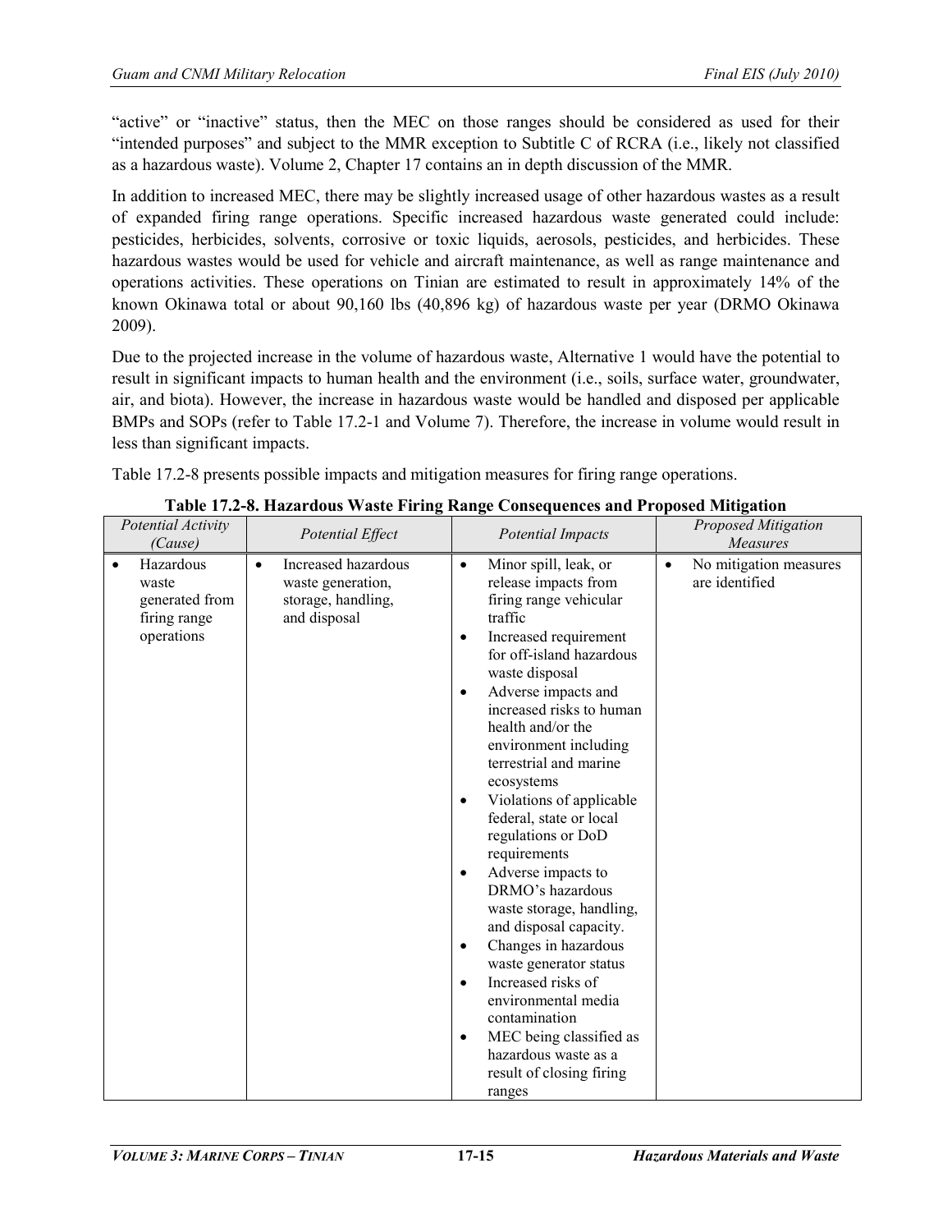"active" or "inactive" status, then the MEC on those ranges should be considered as used for their "intended purposes" and subject to the MMR exception to Subtitle C of RCRA (i.e., likely not classified as a hazardous waste). Volume 2, Chapter 17 contains an in depth discussion of the MMR.

In addition to increased MEC, there may be slightly increased usage of other hazardous wastes as a result of expanded firing range operations. Specific increased hazardous waste generated could include: pesticides, herbicides, solvents, corrosive or toxic liquids, aerosols, pesticides, and herbicides. These hazardous wastes would be used for vehicle and aircraft maintenance, as well as range maintenance and operations activities. These operations on Tinian are estimated to result in approximately 14% of the known Okinawa total or about 90,160 lbs (40,896 kg) of hazardous waste per year (DRMO Okinawa 2009).

Due to the projected increase in the volume of hazardous waste, Alternative 1 would have the potential to result in significant impacts to human health and the environment (i.e., soils, surface water, groundwater, air, and biota). However, the increase in hazardous waste would be handled and disposed per applicable BMPs and SOPs (refer to Table 17.2-1 and Volume 7). Therefore, the increase in volume would result in less than significant impacts.

Table 17.2-8 presents possible impacts and mitigation measures for firing range operations.

**Table 17.2-8. Hazardous Waste Firing Range Consequences and Proposed Mitigation**

| *Potential Activity (Cause)* | *Potential Effect* | *Potential Impacts* | *Proposed Mitigation Measures* |
|---|---|---|---|
| • Hazardous waste generated from firing range operations | • Increased hazardous waste generation, storage, handling, and disposal | • Minor spill, leak, or release impacts from firing range vehicular traffic<br>• Increased requirement for off-island hazardous waste disposal<br>• Adverse impacts and increased risks to human health and/or the environment including terrestrial and marine ecosystems<br>• Violations of applicable federal, state or local regulations or DoD requirements<br>• Adverse impacts to DRMO's hazardous waste storage, handling, and disposal capacity.<br>• Changes in hazardous waste generator status<br>• Increased risks of environmental media contamination<br>• MEC being classified as hazardous waste as a result of closing firing ranges | • No mitigation measures are identified |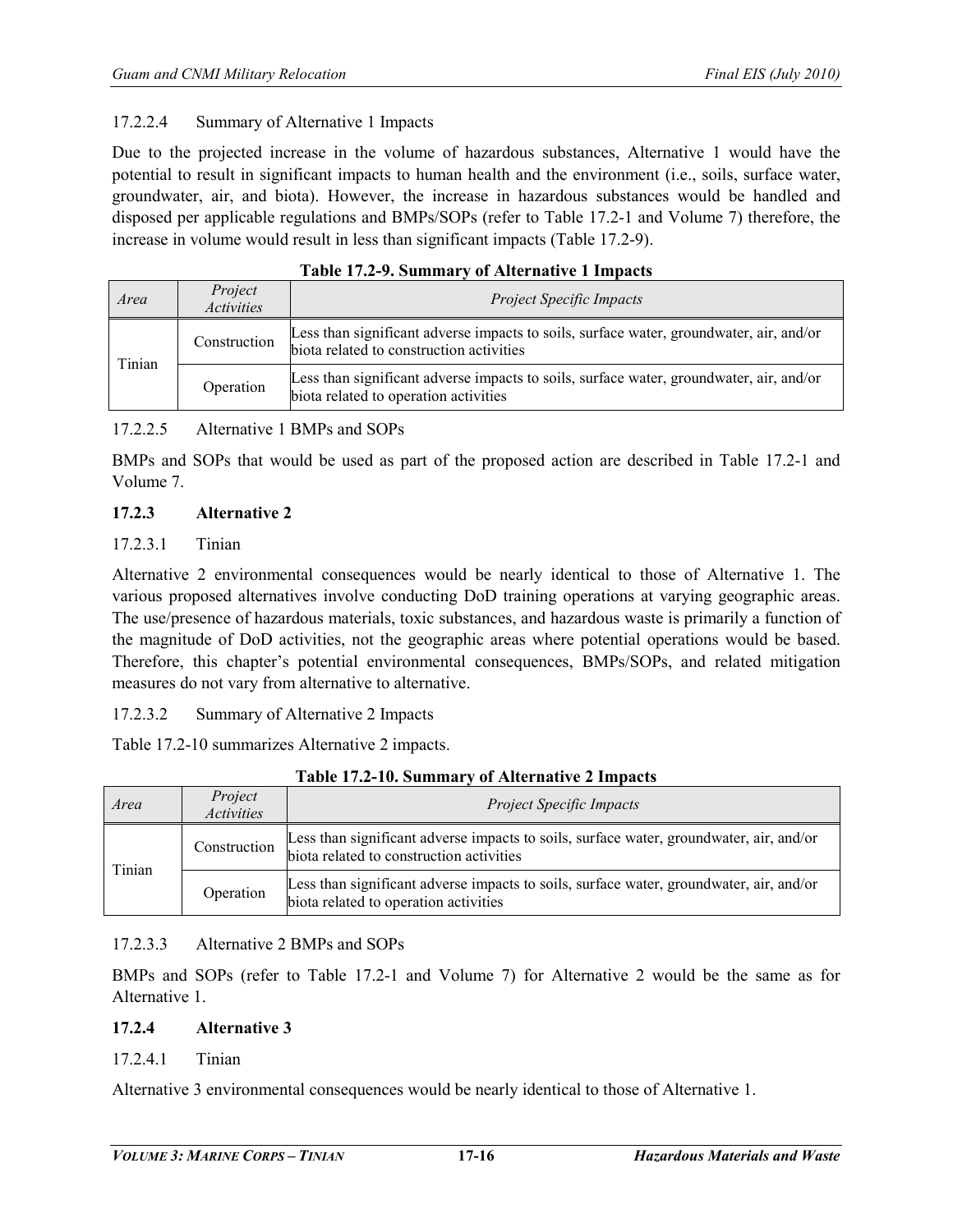17.2.2.4 Summary of Alternative 1 Impacts

Due to the projected increase in the volume of hazardous substances, Alternative 1 would have the potential to result in significant impacts to human health and the environment (i.e., soils, surface water, groundwater, air, and biota). However, the increase in hazardous substances would be handled and disposed per applicable regulations and BMPs/SOPs (refer to Table 17.2-1 and Volume 7) therefore, the increase in volume would result in less than significant impacts (Table 17.2-9).

**Table 17.2-9. Summary of Alternative 1 Impacts**

| *Area* | *Project Activities* | *Project Specific Impacts* |
|---|---|---|
| Tinian | Construction | Less than significant adverse impacts to soils, surface water, groundwater, air, and/or biota related to construction activities |
| | Operation | Less than significant adverse impacts to soils, surface water, groundwater, air, and/or biota related to operation activities |

17.2.2.5 Alternative 1 BMPs and SOPs

BMPs and SOPs that would be used as part of the proposed action are described in Table 17.2-1 and Volume 7.

### 17.2.3 Alternative 2

17.2.3.1 Tinian

Alternative 2 environmental consequences would be nearly identical to those of Alternative 1. The various proposed alternatives involve conducting DoD training operations at varying geographic areas. The use/presence of hazardous materials, toxic substances, and hazardous waste is primarily a function of the magnitude of DoD activities, not the geographic areas where potential operations would be based. Therefore, this chapter's potential environmental consequences, BMPs/SOPs, and related mitigation measures do not vary from alternative to alternative.

17.2.3.2 Summary of Alternative 2 Impacts

Table 17.2-10 summarizes Alternative 2 impacts.

**Table 17.2-10. Summary of Alternative 2 Impacts**

| *Area* | *Project Activities* | *Project Specific Impacts* |
|---|---|---|
| Tinian | Construction | Less than significant adverse impacts to soils, surface water, groundwater, air, and/or biota related to construction activities |
| | Operation | Less than significant adverse impacts to soils, surface water, groundwater, air, and/or biota related to operation activities |

17.2.3.3 Alternative 2 BMPs and SOPs

BMPs and SOPs (refer to Table 17.2-1 and Volume 7) for Alternative 2 would be the same as for Alternative 1.

### 17.2.4 Alternative 3

17.2.4.1 Tinian

Alternative 3 environmental consequences would be nearly identical to those of Alternative 1.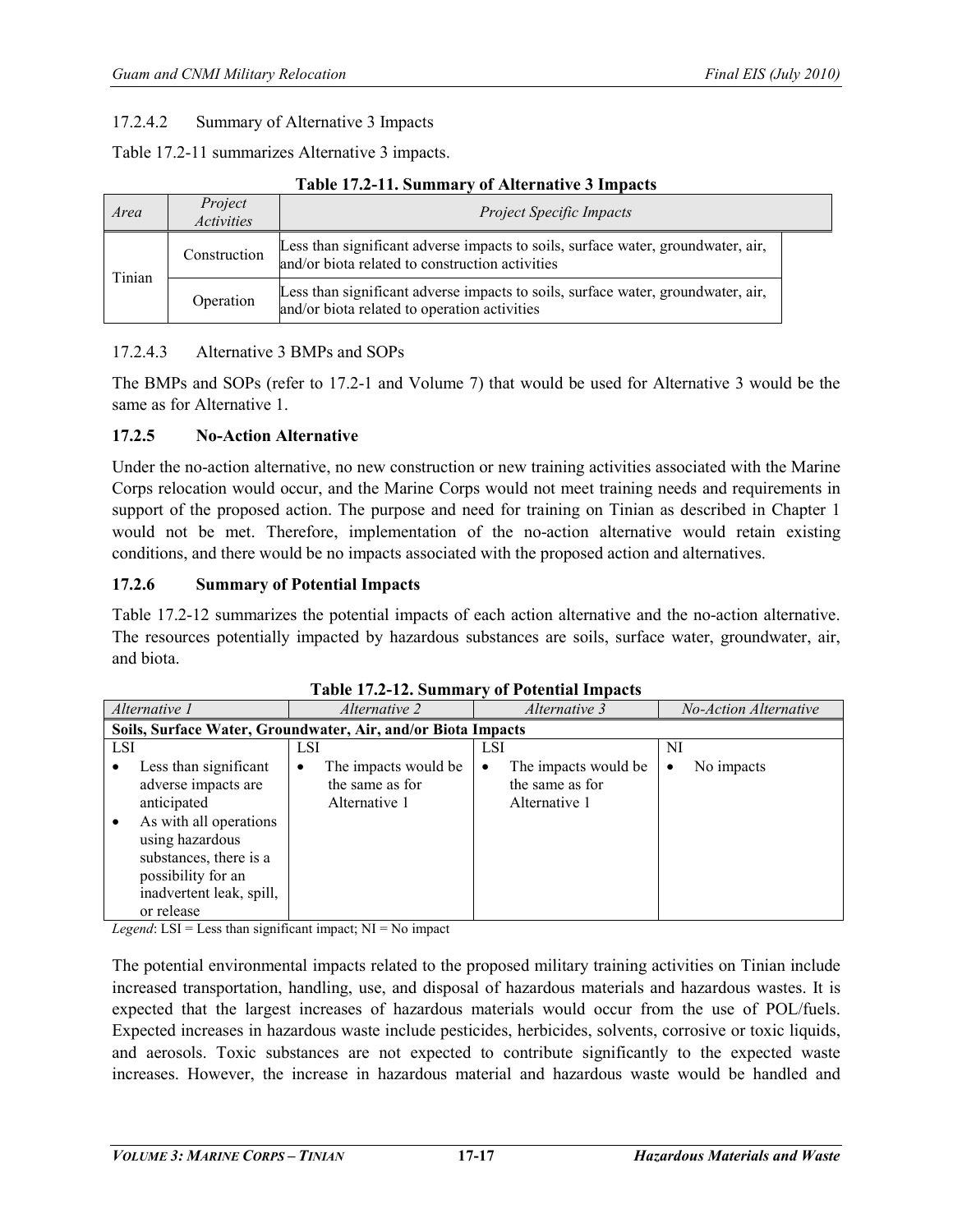#### 17.2.4.2 Summary of Alternative 3 Impacts

Table 17.2-11 summarizes Alternative 3 impacts.

**Table 17.2-11. Summary of Alternative 3 Impacts**

| *Area* | *Project Activities* | *Project Specific Impacts* |
|---|---|---|
| Tinian | Construction | Less than significant adverse impacts to soils, surface water, groundwater, air, and/or biota related to construction activities |
| | Operation | Less than significant adverse impacts to soils, surface water, groundwater, air, and/or biota related to operation activities |

#### 17.2.4.3 Alternative 3 BMPs and SOPs

The BMPs and SOPs (refer to 17.2-1 and Volume 7) that would be used for Alternative 3 would be the same as for Alternative 1.

### 17.2.5 No-Action Alternative

Under the no-action alternative, no new construction or new training activities associated with the Marine Corps relocation would occur, and the Marine Corps would not meet training needs and requirements in support of the proposed action. The purpose and need for training on Tinian as described in Chapter 1 would not be met. Therefore, implementation of the no-action alternative would retain existing conditions, and there would be no impacts associated with the proposed action and alternatives.

### 17.2.6 Summary of Potential Impacts

Table 17.2-12 summarizes the potential impacts of each action alternative and the no-action alternative. The resources potentially impacted by hazardous substances are soils, surface water, groundwater, air, and biota.

**Table 17.2-12. Summary of Potential Impacts**

| *Alternative 1* | *Alternative 2* | *Alternative 3* | *No-Action Alternative* |
|---|---|---|---|
| **Soils, Surface Water, Groundwater, Air, and/or Biota Impacts** | | | |
| LSI<br>• Less than significant adverse impacts are anticipated<br>• As with all operations using hazardous substances, there is a possibility for an inadvertent leak, spill, or release | LSI<br>• The impacts would be the same as for Alternative 1 | LSI<br>• The impacts would be the same as for Alternative 1 | NI<br>• No impacts |

*Legend*: LSI = Less than significant impact; NI = No impact

The potential environmental impacts related to the proposed military training activities on Tinian include increased transportation, handling, use, and disposal of hazardous materials and hazardous wastes. It is expected that the largest increases of hazardous materials would occur from the use of POL/fuels. Expected increases in hazardous waste include pesticides, herbicides, solvents, corrosive or toxic liquids, and aerosols. Toxic substances are not expected to contribute significantly to the expected waste increases. However, the increase in hazardous material and hazardous waste would be handled and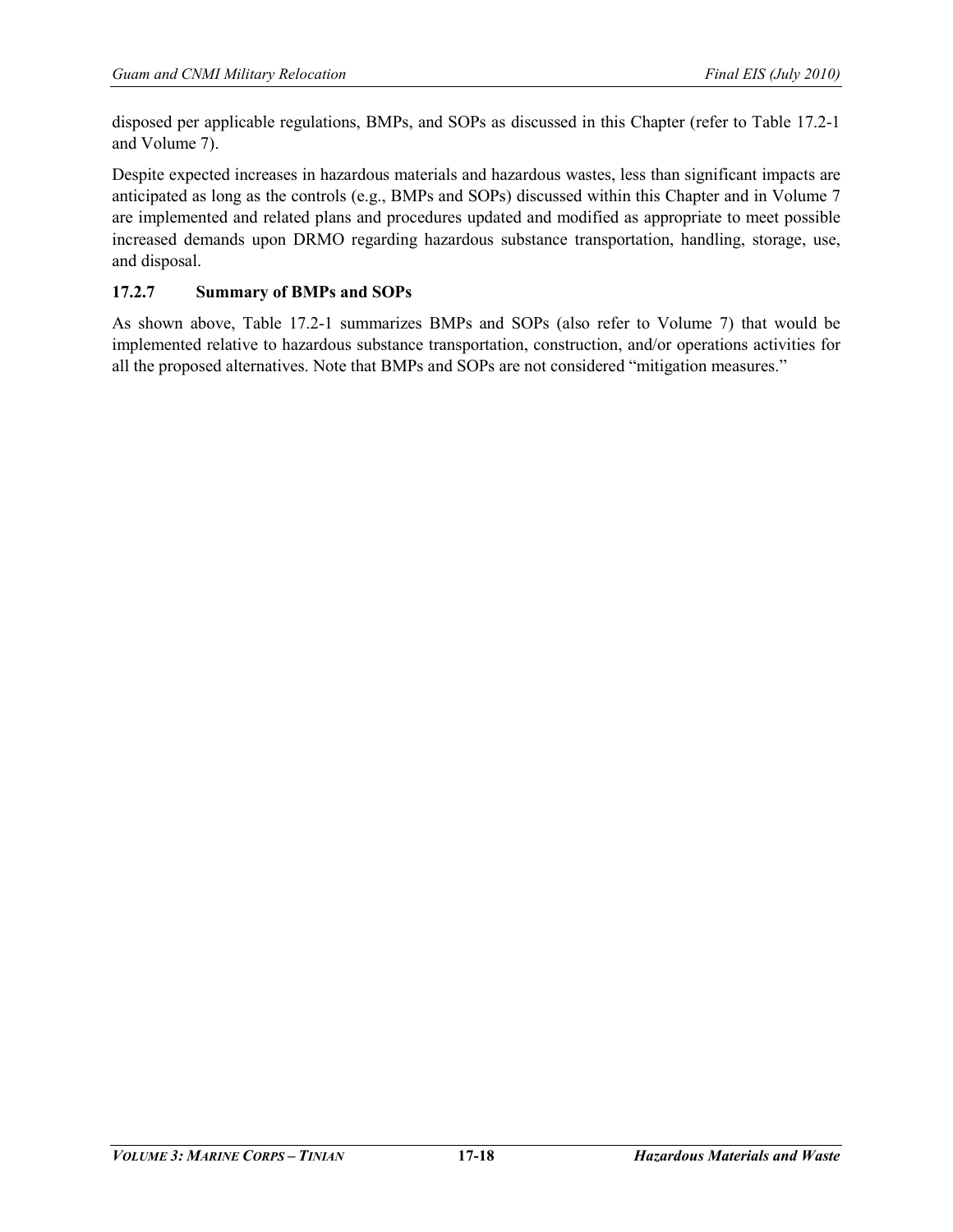disposed per applicable regulations, BMPs, and SOPs as discussed in this Chapter (refer to Table 17.2-1 and Volume 7).

Despite expected increases in hazardous materials and hazardous wastes, less than significant impacts are anticipated as long as the controls (e.g., BMPs and SOPs) discussed within this Chapter and in Volume 7 are implemented and related plans and procedures updated and modified as appropriate to meet possible increased demands upon DRMO regarding hazardous substance transportation, handling, storage, use, and disposal.

### 17.2.7 Summary of BMPs and SOPs

As shown above, Table 17.2-1 summarizes BMPs and SOPs (also refer to Volume 7) that would be implemented relative to hazardous substance transportation, construction, and/or operations activities for all the proposed alternatives. Note that BMPs and SOPs are not considered "mitigation measures."